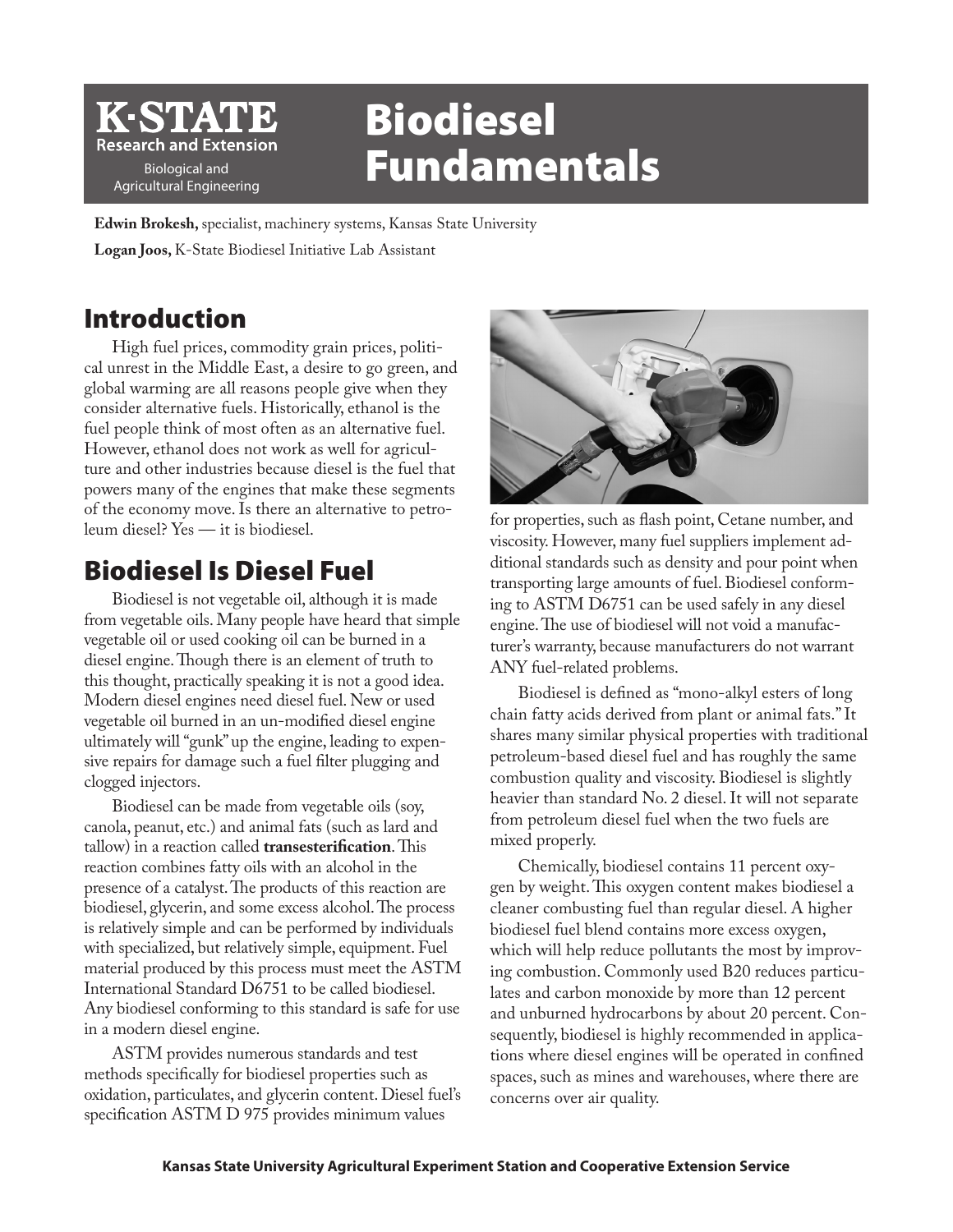K·STATE Research and Extension

Biological and Agricultural Engineering

# Biodiesel Fundamentals

**Edwin Brokesh,** specialist, machinery systems, Kansas State University

**Logan Joos,** K-State Biodiesel Initiative Lab Assistant

## Introduction

High fuel prices, commodity grain prices, political unrest in the Middle East, a desire to go green, and global warming are all reasons people give when they consider alternative fuels. Historically, ethanol is the fuel people think of most often as an alternative fuel. However, ethanol does not work as well for agriculture and other industries because diesel is the fuel that powers many of the engines that make these segments of the economy move. Is there an alternative to petroleum diesel? Yes — it is biodiesel.

## Biodiesel Is Diesel Fuel

Biodiesel is not vegetable oil, although it is made from vegetable oils. Many people have heard that simple vegetable oil or used cooking oil can be burned in a diesel engine. Though there is an element of truth to this thought, practically speaking it is not a good idea. Modern diesel engines need diesel fuel. New or used vegetable oil burned in an un-modified diesel engine ultimately will "gunk" up the engine, leading to expensive repairs for damage such a fuel filter plugging and clogged injectors.

Biodiesel can be made from vegetable oils (soy, canola, peanut, etc.) and animal fats (such as lard and tallow) in a reaction called **transesterification**. This reaction combines fatty oils with an alcohol in the presence of a catalyst. The products of this reaction are biodiesel, glycerin, and some excess alcohol. The process is relatively simple and can be performed by individuals with specialized, but relatively simple, equipment. Fuel material produced by this process must meet the ASTM International Standard D6751 to be called biodiesel. Any biodiesel conforming to this standard is safe for use in a modern diesel engine.

ASTM provides numerous standards and test methods specifically for biodiesel properties such as oxidation, particulates, and glycerin content. Diesel fuel's specification ASTM D 975 provides minimum values for properties, such as flash point, Cetane number, and viscosity. However, many fuel suppliers implement additional standards such as density and pour point when transporting large amounts of fuel. Biodiesel conforming to ASTM D6751 can be used safely in any diesel engine. The use of biodiesel will not void a manufacturer's warranty, because manufacturers do not warrant ANY fuel-related problems.

Biodiesel is defined as "mono-alkyl esters of long chain fatty acids derived from plant or animal fats." It shares many similar physical properties with traditional petroleum-based diesel fuel and has roughly the same combustion quality and viscosity. Biodiesel is slightly heavier than standard No. 2 diesel. It will not separate from petroleum diesel fuel when the two fuels are mixed properly.

Chemically, biodiesel contains 11 percent oxygen by weight. This oxygen content makes biodiesel a cleaner combusting fuel than regular diesel. A higher biodiesel fuel blend contains more excess oxygen, which will help reduce pollutants the most by improving combustion. Commonly used B20 reduces particulates and carbon monoxide by more than 12 percent and unburned hydrocarbons by about 20 percent. Consequently, biodiesel is highly recommended in applications where diesel engines will be operated in confined spaces, such as mines and warehouses, where there are concerns over air quality.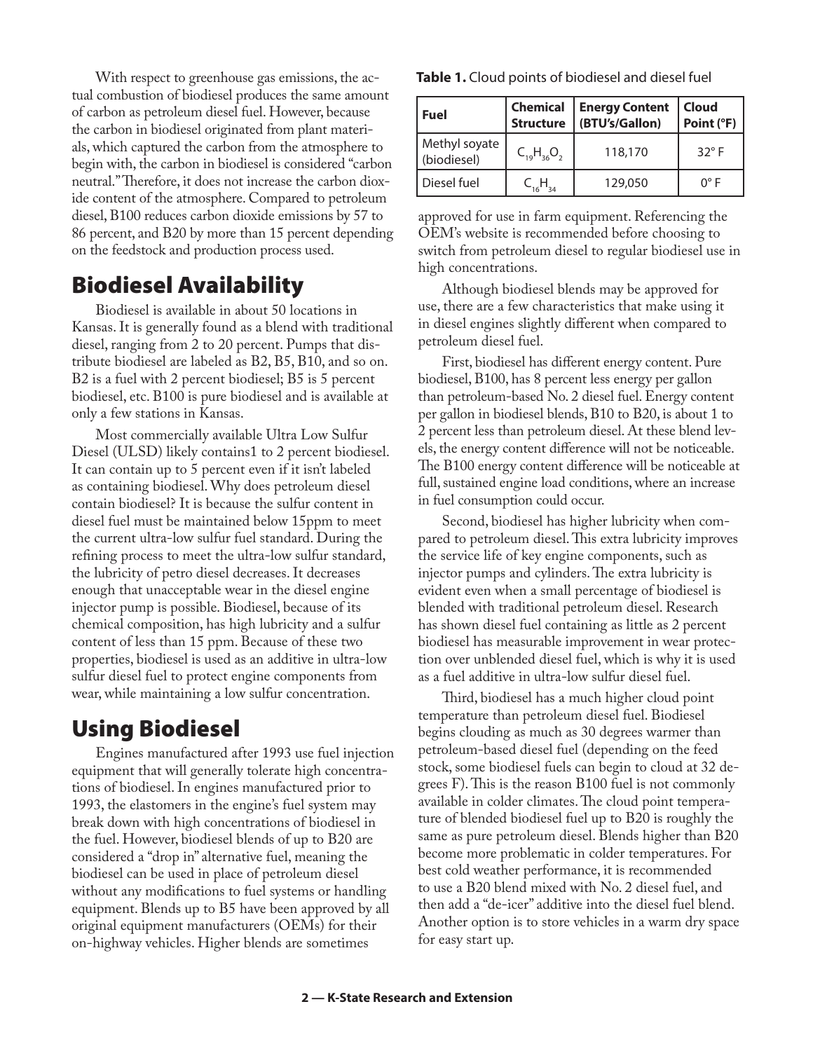With respect to greenhouse gas emissions, the actual combustion of biodiesel produces the same amount of carbon as petroleum diesel fuel. However, because the carbon in biodiesel originated from plant materials, which captured the carbon from the atmosphere to begin with, the carbon in biodiesel is considered "carbon neutral." Therefore, it does not increase the carbon dioxide content of the atmosphere. Compared to petroleum diesel, B100 reduces carbon dioxide emissions by 57 to 86 percent, and B20 by more than 15 percent depending on the feedstock and production process used.

## Biodiesel Availability

Biodiesel is available in about 50 locations in Kansas. It is generally found as a blend with traditional diesel, ranging from 2 to 20 percent. Pumps that distribute biodiesel are labeled as B2, B5, B10, and so on. B2 is a fuel with 2 percent biodiesel; B5 is 5 percent biodiesel, etc. B100 is pure biodiesel and is available at only a few stations in Kansas.

Most commercially available Ultra Low Sulfur Diesel (ULSD) likely contains1 to 2 percent biodiesel. It can contain up to 5 percent even if it isn't labeled as containing biodiesel. Why does petroleum diesel contain biodiesel? It is because the sulfur content in diesel fuel must be maintained below 15ppm to meet the current ultra-low sulfur fuel standard. During the refining process to meet the ultra-low sulfur standard, the lubricity of petro diesel decreases. It decreases enough that unacceptable wear in the diesel engine injector pump is possible. Biodiesel, because of its chemical composition, has high lubricity and a sulfur content of less than 15 ppm. Because of these two properties, biodiesel is used as an additive in ultra-low sulfur diesel fuel to protect engine components from wear, while maintaining a low sulfur concentration.

## Using Biodiesel

Engines manufactured after 1993 use fuel injection equipment that will generally tolerate high concentrations of biodiesel. In engines manufactured prior to 1993, the elastomers in the engine's fuel system may break down with high concentrations of biodiesel in the fuel. However, biodiesel blends of up to B20 are considered a "drop in" alternative fuel, meaning the biodiesel can be used in place of petroleum diesel without any modifications to fuel systems or handling equipment. Blends up to B5 have been approved by all original equipment manufacturers (OEMs) for their on-highway vehicles. Higher blends are sometimes approved for use in farm equipment. Referencing the OEM's website is recommended before choosing to switch from petroleum diesel to regular biodiesel use in high concentrations.

**Table 1.** Cloud points of biodiesel and diesel fuel

| Fuel | Chemical Structure | Energy Content (BTU's/Gallon) | Cloud Point (°F) |
|---|---|---|---|
| Methyl soyate (biodiesel) | $C_{19}H_{36}O_2$ | 118,170 | 32° F |
| Diesel fuel | $C_{16}H_{34}$ | 129,050 | 0° F |

Although biodiesel blends may be approved for use, there are a few characteristics that make using it in diesel engines slightly different when compared to petroleum diesel fuel.

First, biodiesel has different energy content. Pure biodiesel, B100, has 8 percent less energy per gallon than petroleum-based No. 2 diesel fuel. Energy content per gallon in biodiesel blends, B10 to B20, is about 1 to 2 percent less than petroleum diesel. At these blend levels, the energy content difference will not be noticeable. The B100 energy content difference will be noticeable at full, sustained engine load conditions, where an increase in fuel consumption could occur.

Second, biodiesel has higher lubricity when compared to petroleum diesel. This extra lubricity improves the service life of key engine components, such as injector pumps and cylinders. The extra lubricity is evident even when a small percentage of biodiesel is blended with traditional petroleum diesel. Research has shown diesel fuel containing as little as 2 percent biodiesel has measurable improvement in wear protection over unblended diesel fuel, which is why it is used as a fuel additive in ultra-low sulfur diesel fuel.

Third, biodiesel has a much higher cloud point temperature than petroleum diesel fuel. Biodiesel begins clouding as much as 30 degrees warmer than petroleum-based diesel fuel (depending on the feed stock, some biodiesel fuels can begin to cloud at 32 degrees F). This is the reason B100 fuel is not commonly available in colder climates. The cloud point temperature of blended biodiesel fuel up to B20 is roughly the same as pure petroleum diesel. Blends higher than B20 become more problematic in colder temperatures. For best cold weather performance, it is recommended to use a B20 blend mixed with No. 2 diesel fuel, and then add a "de-icer" additive into the diesel fuel blend. Another option is to store vehicles in a warm dry space for easy start up.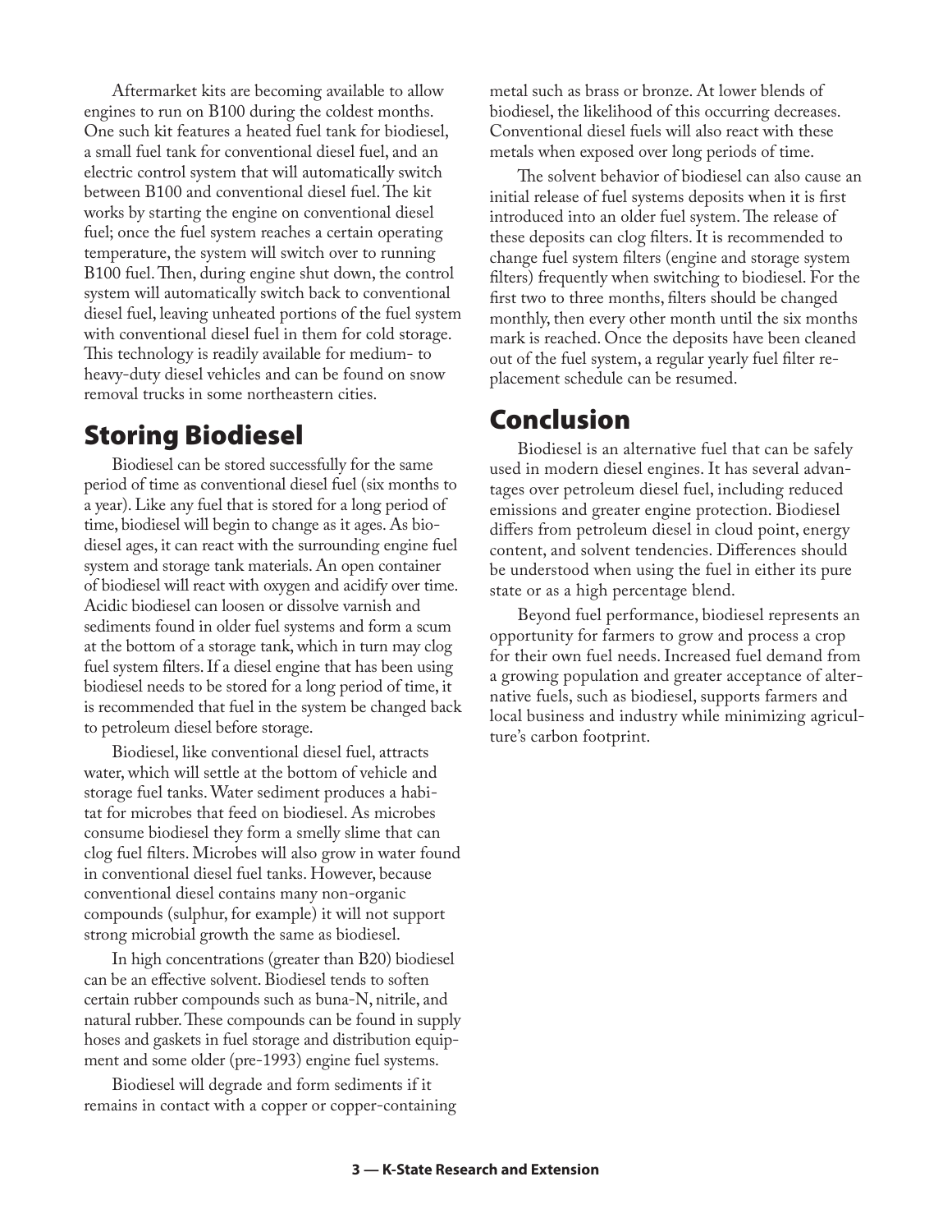Aftermarket kits are becoming available to allow engines to run on B100 during the coldest months. One such kit features a heated fuel tank for biodiesel, a small fuel tank for conventional diesel fuel, and an electric control system that will automatically switch between B100 and conventional diesel fuel. The kit works by starting the engine on conventional diesel fuel; once the fuel system reaches a certain operating temperature, the system will switch over to running B100 fuel. Then, during engine shut down, the control system will automatically switch back to conventional diesel fuel, leaving unheated portions of the fuel system with conventional diesel fuel in them for cold storage. This technology is readily available for medium- to heavy-duty diesel vehicles and can be found on snow removal trucks in some northeastern cities.

## Storing Biodiesel

Biodiesel can be stored successfully for the same period of time as conventional diesel fuel (six months to a year). Like any fuel that is stored for a long period of time, biodiesel will begin to change as it ages. As biodiesel ages, it can react with the surrounding engine fuel system and storage tank materials. An open container of biodiesel will react with oxygen and acidify over time. Acidic biodiesel can loosen or dissolve varnish and sediments found in older fuel systems and form a scum at the bottom of a storage tank, which in turn may clog fuel system filters. If a diesel engine that has been using biodiesel needs to be stored for a long period of time, it is recommended that fuel in the system be changed back to petroleum diesel before storage.

Biodiesel, like conventional diesel fuel, attracts water, which will settle at the bottom of vehicle and storage fuel tanks. Water sediment produces a habitat for microbes that feed on biodiesel. As microbes consume biodiesel they form a smelly slime that can clog fuel filters. Microbes will also grow in water found in conventional diesel fuel tanks. However, because conventional diesel contains many non-organic compounds (sulphur, for example) it will not support strong microbial growth the same as biodiesel.

In high concentrations (greater than B20) biodiesel can be an effective solvent. Biodiesel tends to soften certain rubber compounds such as buna-N, nitrile, and natural rubber. These compounds can be found in supply hoses and gaskets in fuel storage and distribution equipment and some older (pre-1993) engine fuel systems.

Biodiesel will degrade and form sediments if it remains in contact with a copper or copper-containing metal such as brass or bronze. At lower blends of biodiesel, the likelihood of this occurring decreases. Conventional diesel fuels will also react with these metals when exposed over long periods of time.

The solvent behavior of biodiesel can also cause an initial release of fuel systems deposits when it is first introduced into an older fuel system. The release of these deposits can clog filters. It is recommended to change fuel system filters (engine and storage system filters) frequently when switching to biodiesel. For the first two to three months, filters should be changed monthly, then every other month until the six months mark is reached. Once the deposits have been cleaned out of the fuel system, a regular yearly fuel filter replacement schedule can be resumed.

## Conclusion

Biodiesel is an alternative fuel that can be safely used in modern diesel engines. It has several advantages over petroleum diesel fuel, including reduced emissions and greater engine protection. Biodiesel differs from petroleum diesel in cloud point, energy content, and solvent tendencies. Differences should be understood when using the fuel in either its pure state or as a high percentage blend.

Beyond fuel performance, biodiesel represents an opportunity for farmers to grow and process a crop for their own fuel needs. Increased fuel demand from a growing population and greater acceptance of alternative fuels, such as biodiesel, supports farmers and local business and industry while minimizing agriculture's carbon footprint.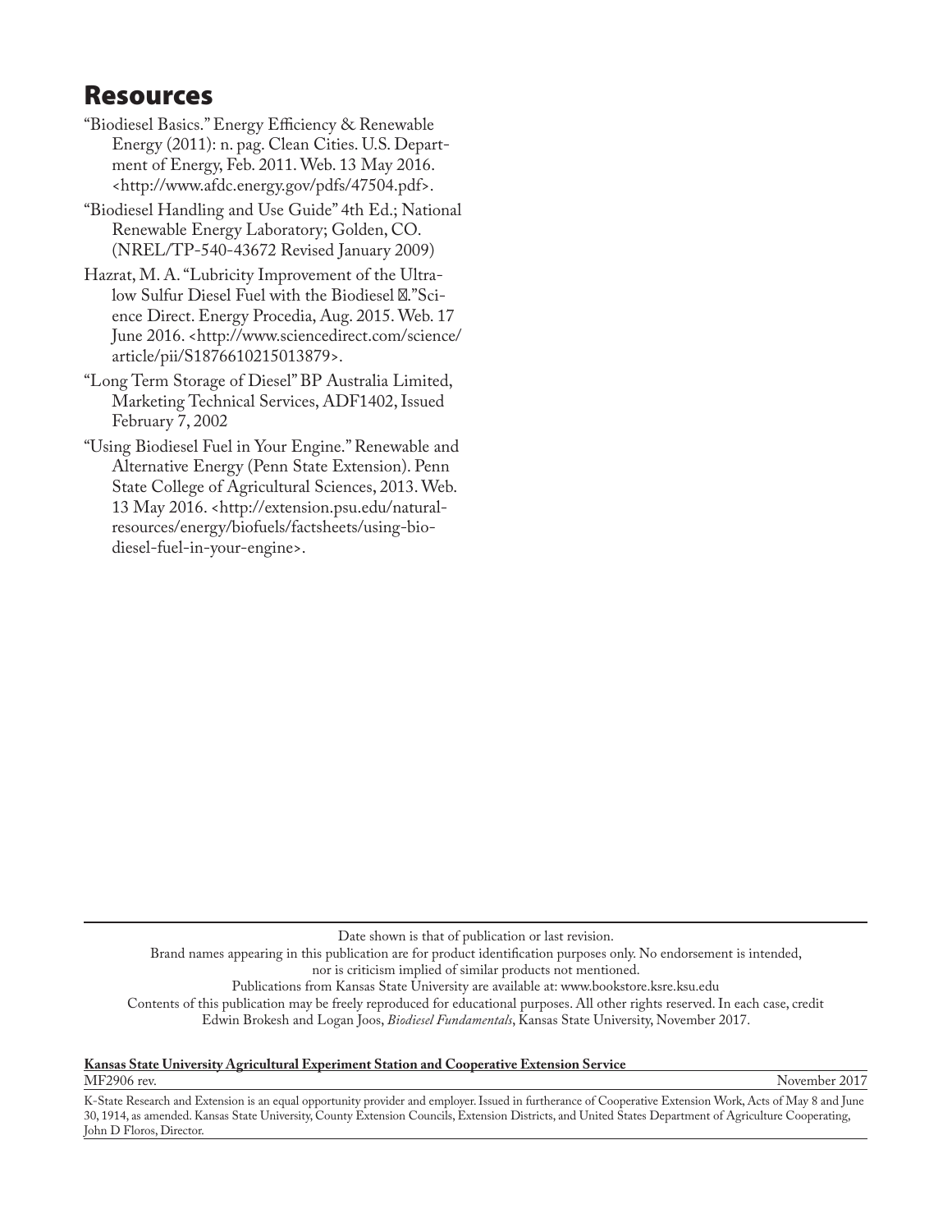## Resources

"Biodiesel Basics." Energy Efficiency & Renewable Energy (2011): n. pag. Clean Cities. U.S. Department of Energy, Feb. 2011. Web. 13 May 2016. <http://www.afdc.energy.gov/pdfs/47504.pdf>.

"Biodiesel Handling and Use Guide" 4th Ed.; National Renewable Energy Laboratory; Golden, CO. (NREL/TP-540-43672 Revised January 2009)

Hazrat, M. A. "Lubricity Improvement of the Ultra-low Sulfur Diesel Fuel with the Biodiesel ."Science Direct. Energy Procedia, Aug. 2015. Web. 17 June 2016. <http://www.sciencedirect.com/science/article/pii/S1876610215013879>.

"Long Term Storage of Diesel" BP Australia Limited, Marketing Technical Services, ADF1402, Issued February 7, 2002

"Using Biodiesel Fuel in Your Engine." Renewable and Alternative Energy (Penn State Extension). Penn State College of Agricultural Sciences, 2013. Web. 13 May 2016. <http://extension.psu.edu/natural-resources/energy/biofuels/factsheets/using-biodiesel-fuel-in-your-engine>.

---

Date shown is that of publication or last revision.

Brand names appearing in this publication are for product identification purposes only. No endorsement is intended, nor is criticism implied of similar products not mentioned.

Publications from Kansas State University are available at: www.bookstore.ksre.ksu.edu

Contents of this publication may be freely reproduced for educational purposes. All other rights reserved. In each case, credit Edwin Brokesh and Logan Joos, *Biodiesel Fundamentals*, Kansas State University, November 2017.

**Kansas State University Agricultural Experiment Station and Cooperative Extension Service**

MF2906 rev. November 2017

K-State Research and Extension is an equal opportunity provider and employer. Issued in furtherance of Cooperative Extension Work, Acts of May 8 and June 30, 1914, as amended. Kansas State University, County Extension Councils, Extension Districts, and United States Department of Agriculture Cooperating, John D Floros, Director.